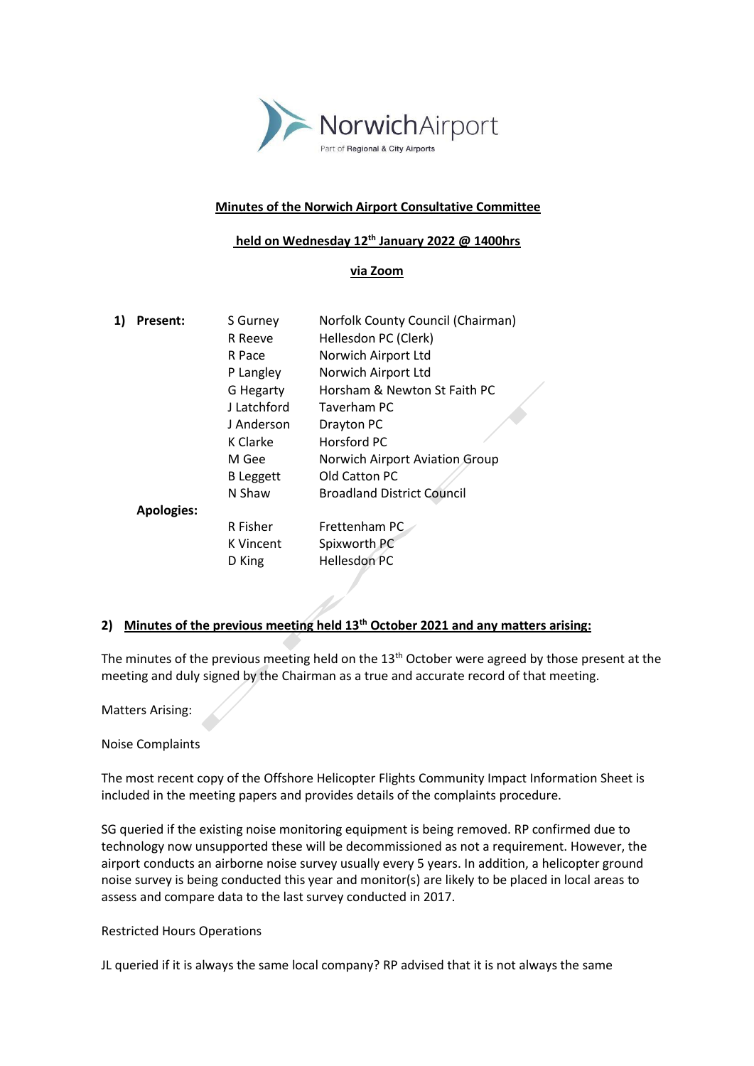**Minutes of the Norwich Airport Consultative Committee**

**held on Wednesday 12th January 2022 @ 1400hrs**

**via Zoom**

| | | | |
|---|---|---|---|
| **1) Present:** | S Gurney | Norfolk County Council (Chairman) |
| | R Reeve | Hellesdon PC (Clerk) |
| | R Pace | Norwich Airport Ltd |
| | P Langley | Norwich Airport Ltd |
| | G Hegarty | Horsham & Newton St Faith PC |
| | J Latchford | Taverham PC |
| | J Anderson | Drayton PC |
| | K Clarke | Horsford PC |
| | M Gee | Norwich Airport Aviation Group |
| | B Leggett | Old Catton PC |
| | N Shaw | Broadland District Council |
| **Apologies:** | | |
| | R Fisher | Frettenham PC |
| | K Vincent | Spixworth PC |
| | D King | Hellesdon PC |

## 2) Minutes of the previous meeting held 13th October 2021 and any matters arising:

The minutes of the previous meeting held on the 13th October were agreed by those present at the meeting and duly signed by the Chairman as a true and accurate record of that meeting.

Matters Arising:

Noise Complaints

The most recent copy of the Offshore Helicopter Flights Community Impact Information Sheet is included in the meeting papers and provides details of the complaints procedure.

SG queried if the existing noise monitoring equipment is being removed. RP confirmed due to technology now unsupported these will be decommissioned as not a requirement. However, the airport conducts an airborne noise survey usually every 5 years. In addition, a helicopter ground noise survey is being conducted this year and monitor(s) are likely to be placed in local areas to assess and compare data to the last survey conducted in 2017.

Restricted Hours Operations

JL queried if it is always the same local company? RP advised that it is not always the same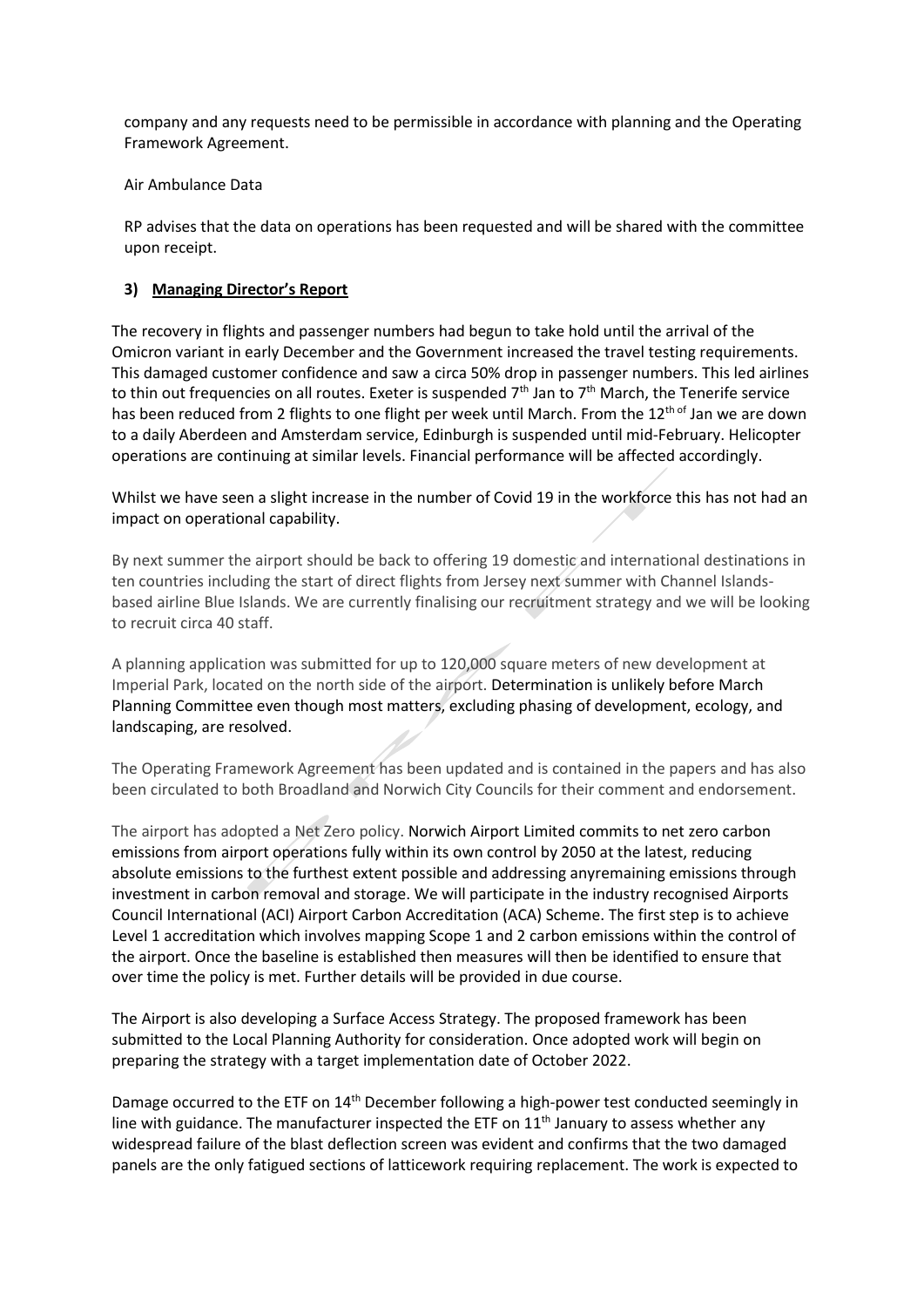company and any requests need to be permissible in accordance with planning and the Operating Framework Agreement.

Air Ambulance Data

RP advises that the data on operations has been requested and will be shared with the committee upon receipt.

## 3) Managing Director's Report

The recovery in flights and passenger numbers had begun to take hold until the arrival of the Omicron variant in early December and the Government increased the travel testing requirements. This damaged customer confidence and saw a circa 50% drop in passenger numbers. This led airlines to thin out frequencies on all routes. Exeter is suspended 7th Jan to 7th March, the Tenerife service has been reduced from 2 flights to one flight per week until March. From the 12th of Jan we are down to a daily Aberdeen and Amsterdam service, Edinburgh is suspended until mid-February. Helicopter operations are continuing at similar levels. Financial performance will be affected accordingly.

Whilst we have seen a slight increase in the number of Covid 19 in the workforce this has not had an impact on operational capability.

By next summer the airport should be back to offering 19 domestic and international destinations in ten countries including the start of direct flights from Jersey next summer with Channel Islands-based airline Blue Islands. We are currently finalising our recruitment strategy and we will be looking to recruit circa 40 staff.

A planning application was submitted for up to 120,000 square meters of new development at Imperial Park, located on the north side of the airport. Determination is unlikely before March Planning Committee even though most matters, excluding phasing of development, ecology, and landscaping, are resolved.

The Operating Framework Agreement has been updated and is contained in the papers and has also been circulated to both Broadland and Norwich City Councils for their comment and endorsement.

The airport has adopted a Net Zero policy. Norwich Airport Limited commits to net zero carbon emissions from airport operations fully within its own control by 2050 at the latest, reducing absolute emissions to the furthest extent possible and addressing anyremaining emissions through investment in carbon removal and storage. We will participate in the industry recognised Airports Council International (ACI) Airport Carbon Accreditation (ACA) Scheme. The first step is to achieve Level 1 accreditation which involves mapping Scope 1 and 2 carbon emissions within the control of the airport. Once the baseline is established then measures will then be identified to ensure that over time the policy is met. Further details will be provided in due course.

The Airport is also developing a Surface Access Strategy. The proposed framework has been submitted to the Local Planning Authority for consideration. Once adopted work will begin on preparing the strategy with a target implementation date of October 2022.

Damage occurred to the ETF on 14th December following a high-power test conducted seemingly in line with guidance. The manufacturer inspected the ETF on 11th January to assess whether any widespread failure of the blast deflection screen was evident and confirms that the two damaged panels are the only fatigued sections of latticework requiring replacement. The work is expected to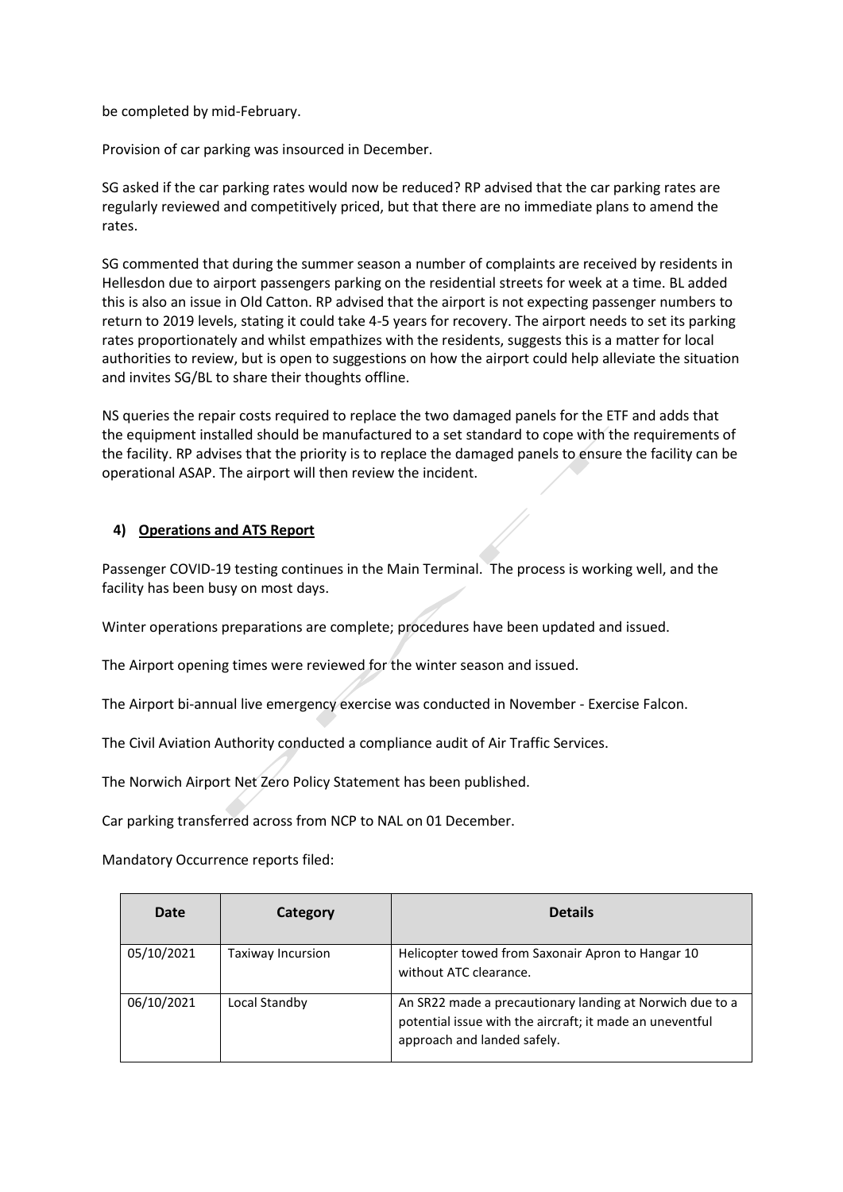be completed by mid-February.

Provision of car parking was insourced in December.

SG asked if the car parking rates would now be reduced? RP advised that the car parking rates are regularly reviewed and competitively priced, but that there are no immediate plans to amend the rates.

SG commented that during the summer season a number of complaints are received by residents in Hellesdon due to airport passengers parking on the residential streets for week at a time. BL added this is also an issue in Old Catton. RP advised that the airport is not expecting passenger numbers to return to 2019 levels, stating it could take 4-5 years for recovery. The airport needs to set its parking rates proportionately and whilst empathizes with the residents, suggests this is a matter for local authorities to review, but is open to suggestions on how the airport could help alleviate the situation and invites SG/BL to share their thoughts offline.

NS queries the repair costs required to replace the two damaged panels for the ETF and adds that the equipment installed should be manufactured to a set standard to cope with the requirements of the facility. RP advises that the priority is to replace the damaged panels to ensure the facility can be operational ASAP. The airport will then review the incident.

## 4) Operations and ATS Report

Passenger COVID-19 testing continues in the Main Terminal. The process is working well, and the facility has been busy on most days.

Winter operations preparations are complete; procedures have been updated and issued.

The Airport opening times were reviewed for the winter season and issued.

The Airport bi-annual live emergency exercise was conducted in November - Exercise Falcon.

The Civil Aviation Authority conducted a compliance audit of Air Traffic Services.

The Norwich Airport Net Zero Policy Statement has been published.

Car parking transferred across from NCP to NAL on 01 December.

Mandatory Occurrence reports filed:

| Date | Category | Details |
|---|---|---|
| 05/10/2021 | Taxiway Incursion | Helicopter towed from Saxonair Apron to Hangar 10 without ATC clearance. |
| 06/10/2021 | Local Standby | An SR22 made a precautionary landing at Norwich due to a potential issue with the aircraft; it made an uneventful approach and landed safely. |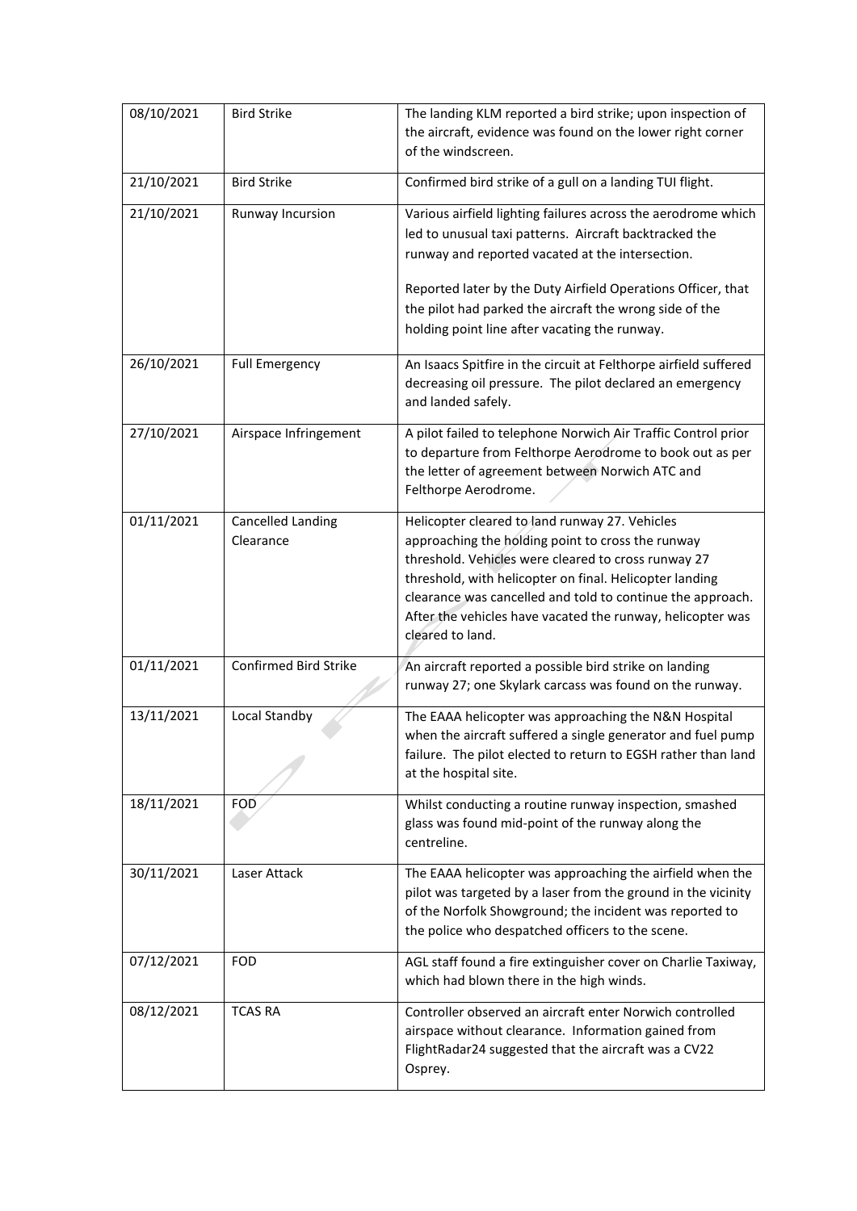| | | |
|---|---|---|
| 08/10/2021 | Bird Strike | The landing KLM reported a bird strike; upon inspection of the aircraft, evidence was found on the lower right corner of the windscreen. |
| 21/10/2021 | Bird Strike | Confirmed bird strike of a gull on a landing TUI flight. |
| 21/10/2021 | Runway Incursion | Various airfield lighting failures across the aerodrome which led to unusual taxi patterns. Aircraft backtracked the runway and reported vacated at the intersection.<br><br>Reported later by the Duty Airfield Operations Officer, that the pilot had parked the aircraft the wrong side of the holding point line after vacating the runway. |
| 26/10/2021 | Full Emergency | An Isaacs Spitfire in the circuit at Felthorpe airfield suffered decreasing oil pressure. The pilot declared an emergency and landed safely. |
| 27/10/2021 | Airspace Infringement | A pilot failed to telephone Norwich Air Traffic Control prior to departure from Felthorpe Aerodrome to book out as per the letter of agreement between Norwich ATC and Felthorpe Aerodrome. |
| 01/11/2021 | Cancelled Landing Clearance | Helicopter cleared to land runway 27. Vehicles approaching the holding point to cross the runway threshold. Vehicles were cleared to cross runway 27 threshold, with helicopter on final. Helicopter landing clearance was cancelled and told to continue the approach. After the vehicles have vacated the runway, helicopter was cleared to land. |
| 01/11/2021 | Confirmed Bird Strike | An aircraft reported a possible bird strike on landing runway 27; one Skylark carcass was found on the runway. |
| 13/11/2021 | Local Standby | The EAAA helicopter was approaching the N&N Hospital when the aircraft suffered a single generator and fuel pump failure. The pilot elected to return to EGSH rather than land at the hospital site. |
| 18/11/2021 | FOD | Whilst conducting a routine runway inspection, smashed glass was found mid-point of the runway along the centreline. |
| 30/11/2021 | Laser Attack | The EAAA helicopter was approaching the airfield when the pilot was targeted by a laser from the ground in the vicinity of the Norfolk Showground; the incident was reported to the police who despatched officers to the scene. |
| 07/12/2021 | FOD | AGL staff found a fire extinguisher cover on Charlie Taxiway, which had blown there in the high winds. |
| 08/12/2021 | TCAS RA | Controller observed an aircraft enter Norwich controlled airspace without clearance. Information gained from FlightRadar24 suggested that the aircraft was a CV22 Osprey. |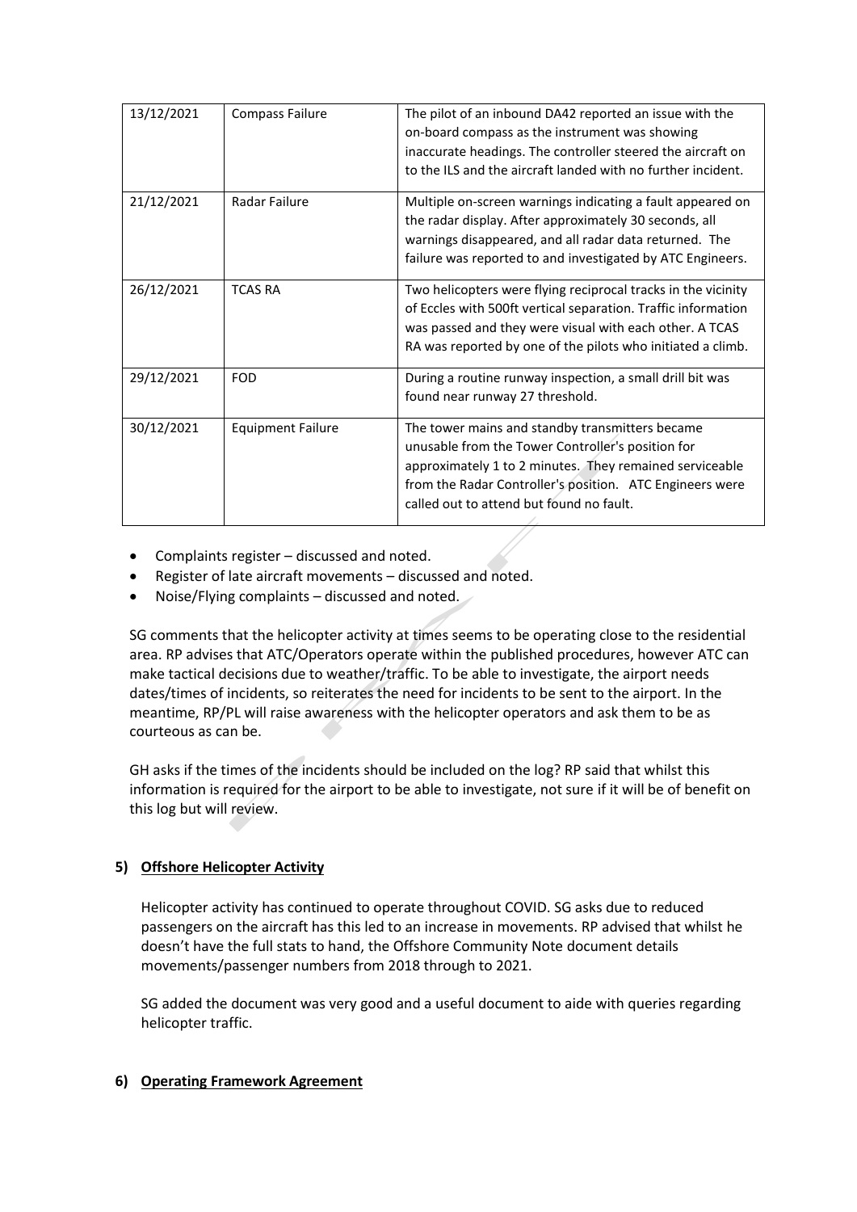| | | |
|---|---|---|
| 13/12/2021 | Compass Failure | The pilot of an inbound DA42 reported an issue with the on-board compass as the instrument was showing inaccurate headings. The controller steered the aircraft on to the ILS and the aircraft landed with no further incident. |
| 21/12/2021 | Radar Failure | Multiple on-screen warnings indicating a fault appeared on the radar display. After approximately 30 seconds, all warnings disappeared, and all radar data returned. The failure was reported to and investigated by ATC Engineers. |
| 26/12/2021 | TCAS RA | Two helicopters were flying reciprocal tracks in the vicinity of Eccles with 500ft vertical separation. Traffic information was passed and they were visual with each other. A TCAS RA was reported by one of the pilots who initiated a climb. |
| 29/12/2021 | FOD | During a routine runway inspection, a small drill bit was found near runway 27 threshold. |
| 30/12/2021 | Equipment Failure | The tower mains and standby transmitters became unusable from the Tower Controller's position for approximately 1 to 2 minutes. They remained serviceable from the Radar Controller's position. ATC Engineers were called out to attend but found no fault. |

- Complaints register – discussed and noted.
- Register of late aircraft movements – discussed and noted.
- Noise/Flying complaints – discussed and noted.

SG comments that the helicopter activity at times seems to be operating close to the residential area. RP advises that ATC/Operators operate within the published procedures, however ATC can make tactical decisions due to weather/traffic. To be able to investigate, the airport needs dates/times of incidents, so reiterates the need for incidents to be sent to the airport. In the meantime, RP/PL will raise awareness with the helicopter operators and ask them to be as courteous as can be.

GH asks if the times of the incidents should be included on the log? RP said that whilst this information is required for the airport to be able to investigate, not sure if it will be of benefit on this log but will review.

**5) Offshore Helicopter Activity**

Helicopter activity has continued to operate throughout COVID. SG asks due to reduced passengers on the aircraft has this led to an increase in movements. RP advised that whilst he doesn't have the full stats to hand, the Offshore Community Note document details movements/passenger numbers from 2018 through to 2021.

SG added the document was very good and a useful document to aide with queries regarding helicopter traffic.

**6) Operating Framework Agreement**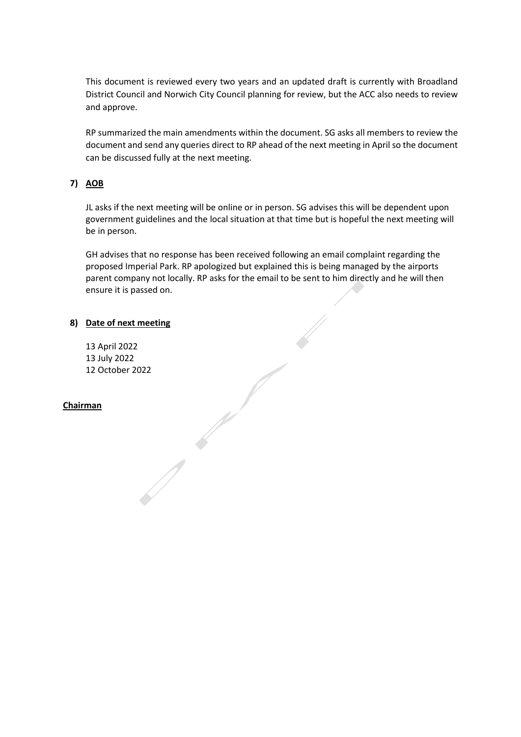This document is reviewed every two years and an updated draft is currently with Broadland District Council and Norwich City Council planning for review, but the ACC also needs to review and approve.

RP summarized the main amendments within the document. SG asks all members to review the document and send any queries direct to RP ahead of the next meeting in April so the document can be discussed fully at the next meeting.

## 7) AOB

JL asks if the next meeting will be online or in person. SG advises this will be dependent upon government guidelines and the local situation at that time but is hopeful the next meeting will be in person.

GH advises that no response has been received following an email complaint regarding the proposed Imperial Park. RP apologized but explained this is being managed by the airports parent company not locally. RP asks for the email to be sent to him directly and he will then ensure it is passed on.

## 8) Date of next meeting

13 April 2022
13 July 2022
12 October 2022

**Chairman**